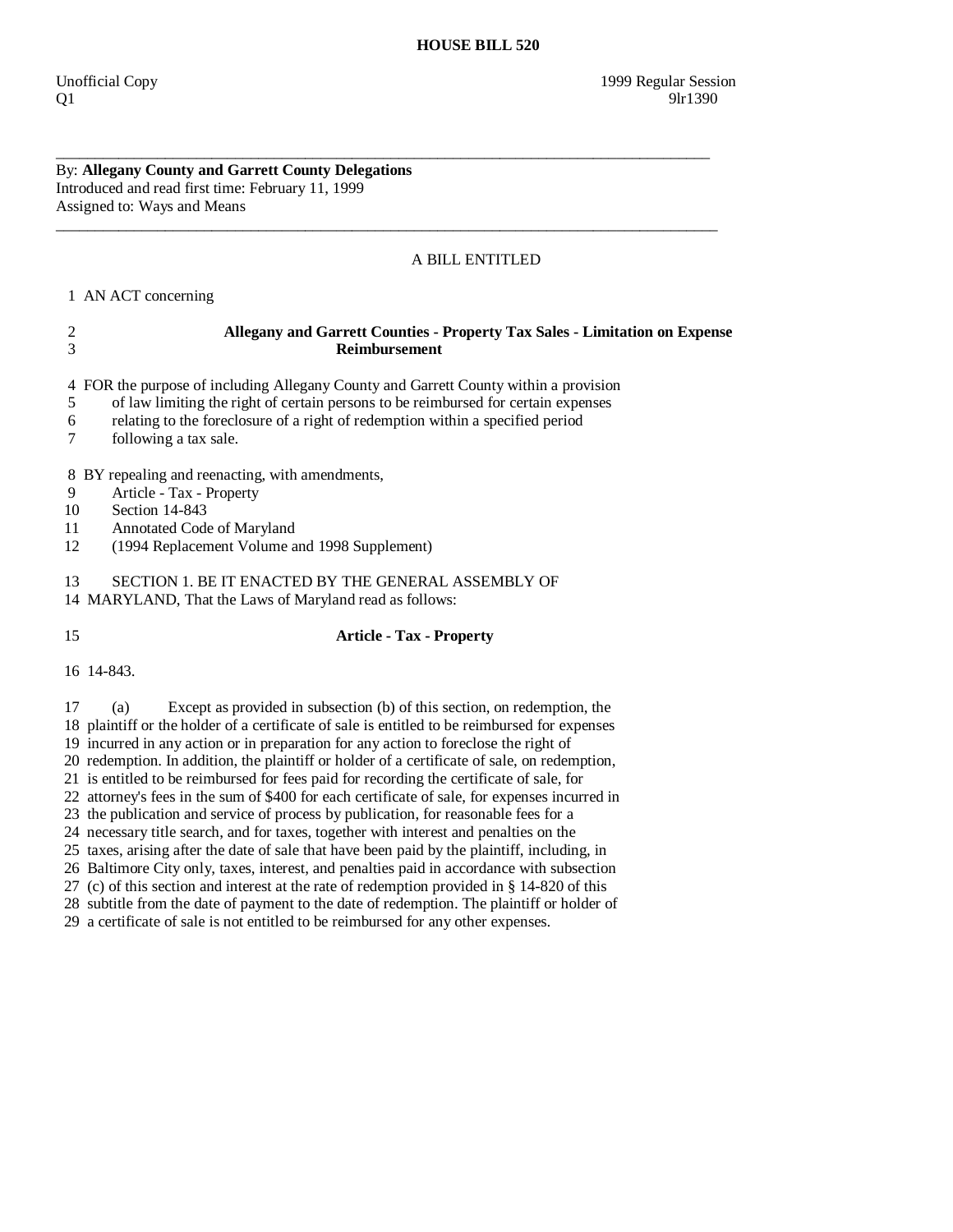# HOUSE BILL 520

Unofficial Copy 1999 Regular Session
Q1 9lr1390

---

By: **Allegany County and Garrett County Delegations**
Introduced and read first time: February 11, 1999
Assigned to: Ways and Means

---

A BILL ENTITLED

1 AN ACT concerning

2 **Allegany and Garrett Counties - Property Tax Sales - Limitation on Expense**
3 **Reimbursement**

4 FOR the purpose of including Allegany County and Garrett County within a provision
5 of law limiting the right of certain persons to be reimbursed for certain expenses
6 relating to the foreclosure of a right of redemption within a specified period
7 following a tax sale.

8 BY repealing and reenacting, with amendments,
9 Article - Tax - Property
10 Section 14-843
11 Annotated Code of Maryland
12 (1994 Replacement Volume and 1998 Supplement)

13 SECTION 1. BE IT ENACTED BY THE GENERAL ASSEMBLY OF
14 MARYLAND, That the Laws of Maryland read as follows:

15 **Article - Tax - Property**

16 14-843.

17 (a) Except as provided in subsection (b) of this section, on redemption, the
18 plaintiff or the holder of a certificate of sale is entitled to be reimbursed for expenses
19 incurred in any action or in preparation for any action to foreclose the right of
20 redemption. In addition, the plaintiff or holder of a certificate of sale, on redemption,
21 is entitled to be reimbursed for fees paid for recording the certificate of sale, for
22 attorney's fees in the sum of $400 for each certificate of sale, for expenses incurred in
23 the publication and service of process by publication, for reasonable fees for a
24 necessary title search, and for taxes, together with interest and penalties on the
25 taxes, arising after the date of sale that have been paid by the plaintiff, including, in
26 Baltimore City only, taxes, interest, and penalties paid in accordance with subsection
27 (c) of this section and interest at the rate of redemption provided in § 14-820 of this
28 subtitle from the date of payment to the date of redemption. The plaintiff or holder of
29 a certificate of sale is not entitled to be reimbursed for any other expenses.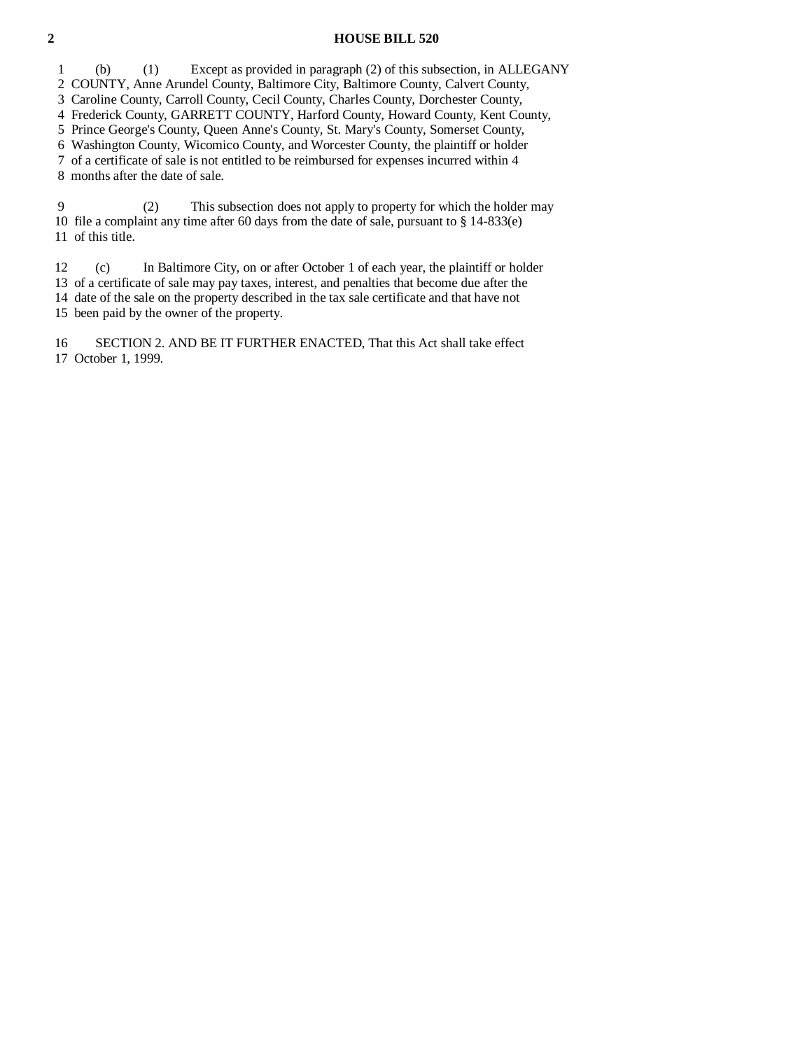(b) (1) Except as provided in paragraph (2) of this subsection, in ALLEGANY COUNTY, Anne Arundel County, Baltimore City, Baltimore County, Calvert County, Caroline County, Carroll County, Cecil County, Charles County, Dorchester County, Frederick County, GARRETT COUNTY, Harford County, Howard County, Kent County, Prince George's County, Queen Anne's County, St. Mary's County, Somerset County, Washington County, Wicomico County, and Worcester County, the plaintiff or holder of a certificate of sale is not entitled to be reimbursed for expenses incurred within 4 months after the date of sale.

(2) This subsection does not apply to property for which the holder may file a complaint any time after 60 days from the date of sale, pursuant to § 14-833(e) of this title.

(c) In Baltimore City, on or after October 1 of each year, the plaintiff or holder of a certificate of sale may pay taxes, interest, and penalties that become due after the date of the sale on the property described in the tax sale certificate and that have not been paid by the owner of the property.

SECTION 2. AND BE IT FURTHER ENACTED, That this Act shall take effect October 1, 1999.